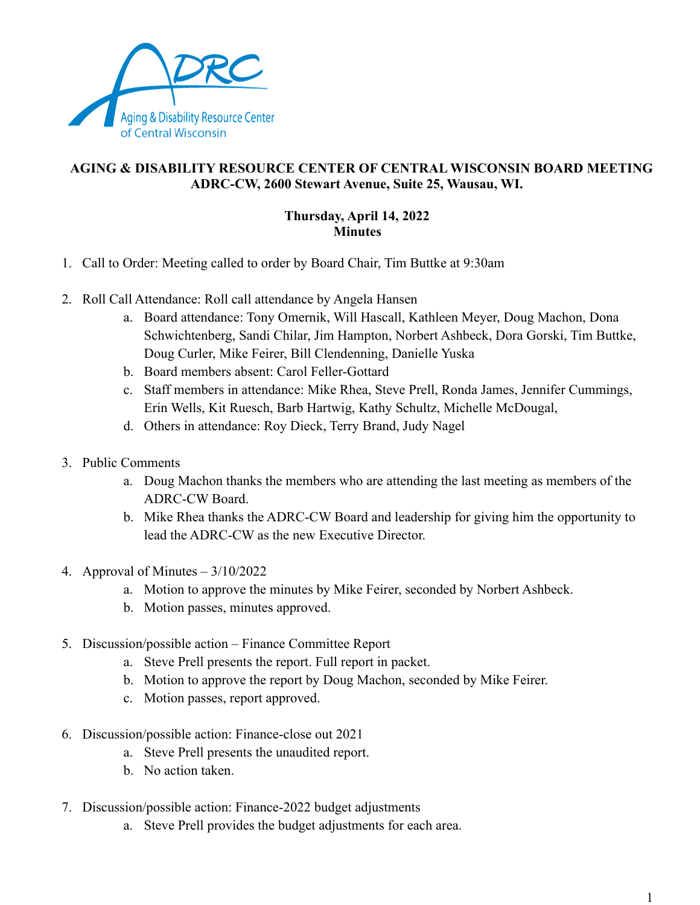**AGING & DISABILITY RESOURCE CENTER OF CENTRAL WISCONSIN BOARD MEETING**
**ADRC-CW, 2600 Stewart Avenue, Suite 25, Wausau, WI.**

**Thursday, April 14, 2022**
**Minutes**

1. Call to Order: Meeting called to order by Board Chair, Tim Buttke at 9:30am

2. Roll Call Attendance: Roll call attendance by Angela Hansen
   a. Board attendance: Tony Omernik, Will Hascall, Kathleen Meyer, Doug Machon, Dona Schwichtenberg, Sandi Chilar, Jim Hampton, Norbert Ashbeck, Dora Gorski, Tim Buttke, Doug Curler, Mike Feirer, Bill Clendenning, Danielle Yuska
   b. Board members absent: Carol Feller-Gottard
   c. Staff members in attendance: Mike Rhea, Steve Prell, Ronda James, Jennifer Cummings, Erin Wells, Kit Ruesch, Barb Hartwig, Kathy Schultz, Michelle McDougal,
   d. Others in attendance: Roy Dieck, Terry Brand, Judy Nagel

3. Public Comments
   a. Doug Machon thanks the members who are attending the last meeting as members of the ADRC-CW Board.
   b. Mike Rhea thanks the ADRC-CW Board and leadership for giving him the opportunity to lead the ADRC-CW as the new Executive Director.

4. Approval of Minutes – 3/10/2022
   a. Motion to approve the minutes by Mike Feirer, seconded by Norbert Ashbeck.
   b. Motion passes, minutes approved.

5. Discussion/possible action – Finance Committee Report
   a. Steve Prell presents the report. Full report in packet.
   b. Motion to approve the report by Doug Machon, seconded by Mike Feirer.
   c. Motion passes, report approved.

6. Discussion/possible action: Finance-close out 2021
   a. Steve Prell presents the unaudited report.
   b. No action taken.

7. Discussion/possible action: Finance-2022 budget adjustments
   a. Steve Prell provides the budget adjustments for each area.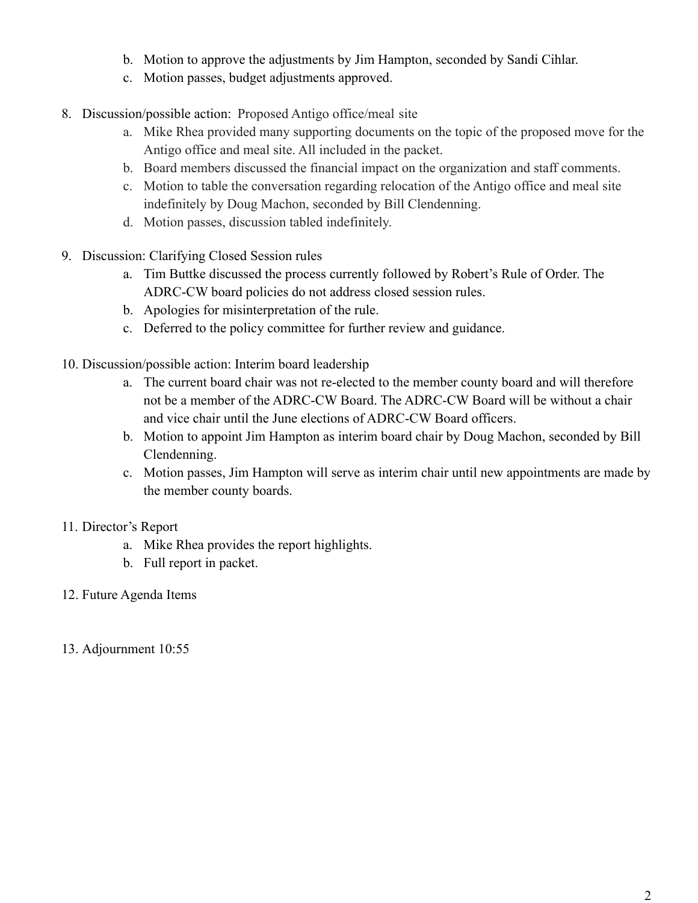b. Motion to approve the adjustments by Jim Hampton, seconded by Sandi Cihlar.
   c. Motion passes, budget adjustments approved.

8. Discussion/possible action: Proposed Antigo office/meal site
   a. Mike Rhea provided many supporting documents on the topic of the proposed move for the Antigo office and meal site. All included in the packet.
   b. Board members discussed the financial impact on the organization and staff comments.
   c. Motion to table the conversation regarding relocation of the Antigo office and meal site indefinitely by Doug Machon, seconded by Bill Clendenning.
   d. Motion passes, discussion tabled indefinitely.

9. Discussion: Clarifying Closed Session rules
   a. Tim Buttke discussed the process currently followed by Robert's Rule of Order. The ADRC-CW board policies do not address closed session rules.
   b. Apologies for misinterpretation of the rule.
   c. Deferred to the policy committee for further review and guidance.

10. Discussion/possible action: Interim board leadership
    a. The current board chair was not re-elected to the member county board and will therefore not be a member of the ADRC-CW Board. The ADRC-CW Board will be without a chair and vice chair until the June elections of ADRC-CW Board officers.
    b. Motion to appoint Jim Hampton as interim board chair by Doug Machon, seconded by Bill Clendenning.
    c. Motion passes, Jim Hampton will serve as interim chair until new appointments are made by the member county boards.

11. Director's Report
    a. Mike Rhea provides the report highlights.
    b. Full report in packet.

12. Future Agenda Items

13. Adjournment 10:55